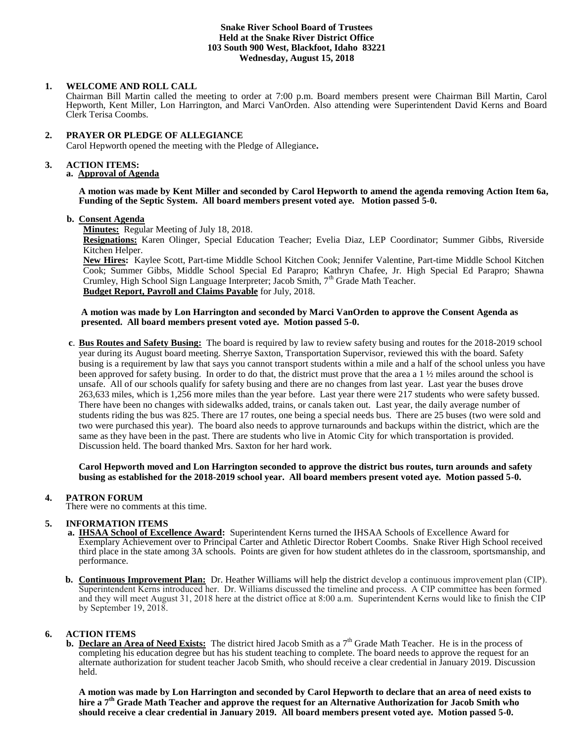**Snake River School Board of Trustees**
**Held at the Snake River District Office**
**103 South 900 West, Blackfoot, Idaho 83221**
**Wednesday, August 15, 2018**

**1. WELCOME AND ROLL CALL**

Chairman Bill Martin called the meeting to order at 7:00 p.m. Board members present were Chairman Bill Martin, Carol Hepworth, Kent Miller, Lon Harrington, and Marci VanOrden. Also attending were Superintendent David Kerns and Board Clerk Terisa Coombs.

**2. PRAYER OR PLEDGE OF ALLEGIANCE**

Carol Hepworth opened the meeting with the Pledge of Allegiance**.**

**3. ACTION ITEMS:**

**a. Approval of Agenda**

**A motion was made by Kent Miller and seconded by Carol Hepworth to amend the agenda removing Action Item 6a, Funding of the Septic System. All board members present voted aye. Motion passed 5-0.**

**b. Consent Agenda**

**Minutes:** Regular Meeting of July 18, 2018.

**Resignations:** Karen Olinger, Special Education Teacher; Evelia Diaz, LEP Coordinator; Summer Gibbs, Riverside Kitchen Helper.

**New Hires:** Kaylee Scott, Part-time Middle School Kitchen Cook; Jennifer Valentine, Part-time Middle School Kitchen Cook; Summer Gibbs, Middle School Special Ed Parapro; Kathryn Chafee, Jr. High Special Ed Parapro; Shawna Crumley, High School Sign Language Interpreter; Jacob Smith, 7th Grade Math Teacher.

**Budget Report, Payroll and Claims Payable** for July, 2018.

**A motion was made by Lon Harrington and seconded by Marci VanOrden to approve the Consent Agenda as presented. All board members present voted aye. Motion passed 5-0.**

**c. Bus Routes and Safety Busing:** The board is required by law to review safety busing and routes for the 2018-2019 school year during its August board meeting. Sherrye Saxton, Transportation Supervisor, reviewed this with the board. Safety busing is a requirement by law that says you cannot transport students within a mile and a half of the school unless you have been approved for safety busing. In order to do that, the district must prove that the area a 1 ½ miles around the school is unsafe. All of our schools qualify for safety busing and there are no changes from last year. Last year the buses drove 263,633 miles, which is 1,256 more miles than the year before. Last year there were 217 students who were safety bussed. There have been no changes with sidewalks added, trains, or canals taken out. Last year, the daily average number of students riding the bus was 825. There are 17 routes, one being a special needs bus. There are 25 buses (two were sold and two were purchased this year). The board also needs to approve turnarounds and backups within the district, which are the same as they have been in the past. There are students who live in Atomic City for which transportation is provided. Discussion held. The board thanked Mrs. Saxton for her hard work.

**Carol Hepworth moved and Lon Harrington seconded to approve the district bus routes, turn arounds and safety busing as established for the 2018-2019 school year. All board members present voted aye. Motion passed 5-0.**

**4. PATRON FORUM**

There were no comments at this time.

**5. INFORMATION ITEMS**

**a. IHSAA School of Excellence Award:** Superintendent Kerns turned the IHSAA Schools of Excellence Award for Exemplary Achievement over to Principal Carter and Athletic Director Robert Coombs. Snake River High School received third place in the state among 3A schools. Points are given for how student athletes do in the classroom, sportsmanship, and performance.

**b. Continuous Improvement Plan:** Dr. Heather Williams will help the district develop a continuous improvement plan (CIP). Superintendent Kerns introduced her. Dr. Williams discussed the timeline and process. A CIP committee has been formed and they will meet August 31, 2018 here at the district office at 8:00 a.m. Superintendent Kerns would like to finish the CIP by September 19, 2018.

**6. ACTION ITEMS**

**b. Declare an Area of Need Exists:** The district hired Jacob Smith as a 7th Grade Math Teacher. He is in the process of completing his education degree but has his student teaching to complete. The board needs to approve the request for an alternate authorization for student teacher Jacob Smith, who should receive a clear credential in January 2019. Discussion held.

**A motion was made by Lon Harrington and seconded by Carol Hepworth to declare that an area of need exists to hire a 7th Grade Math Teacher and approve the request for an Alternative Authorization for Jacob Smith who should receive a clear credential in January 2019. All board members present voted aye. Motion passed 5-0.**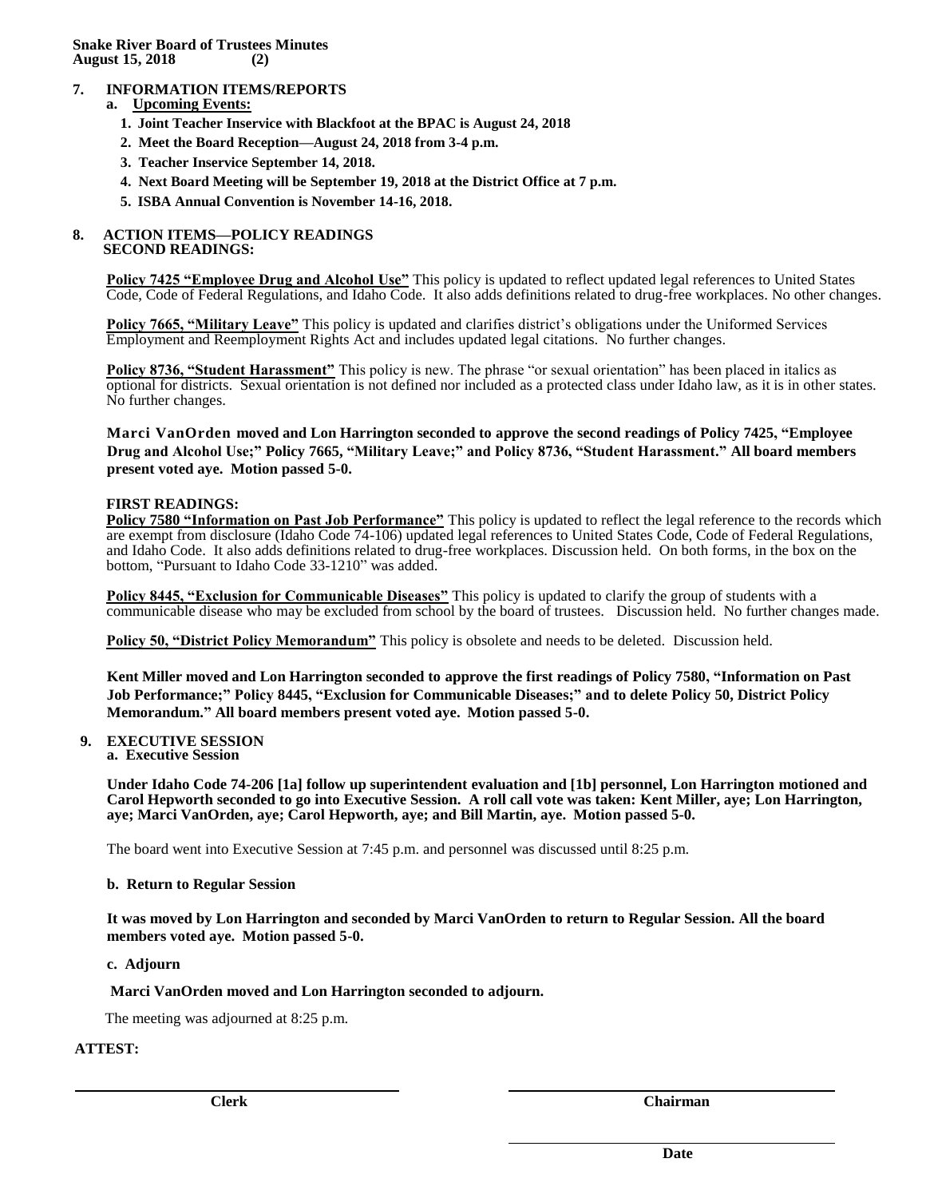**Snake River Board of Trustees Minutes**
**August 15, 2018 (2)**

**7. INFORMATION ITEMS/REPORTS**

**a. Upcoming Events:**

1. **Joint Teacher Inservice with Blackfoot at the BPAC is August 24, 2018**
2. **Meet the Board Reception—August 24, 2018 from 3-4 p.m.**
3. **Teacher Inservice September 14, 2018.**
4. **Next Board Meeting will be September 19, 2018 at the District Office at 7 p.m.**
5. **ISBA Annual Convention is November 14-16, 2018.**

**8. ACTION ITEMS—POLICY READINGS**
**SECOND READINGS:**

**Policy 7425 "Employee Drug and Alcohol Use"** This policy is updated to reflect updated legal references to United States Code, Code of Federal Regulations, and Idaho Code. It also adds definitions related to drug-free workplaces. No other changes.

**Policy 7665, "Military Leave"** This policy is updated and clarifies district's obligations under the Uniformed Services Employment and Reemployment Rights Act and includes updated legal citations. No further changes.

**Policy 8736, "Student Harassment"** This policy is new. The phrase "or sexual orientation" has been placed in italics as optional for districts. Sexual orientation is not defined nor included as a protected class under Idaho law, as it is in other states. No further changes.

**Marci VanOrden moved and Lon Harrington seconded to approve the second readings of Policy 7425, "Employee Drug and Alcohol Use;" Policy 7665, "Military Leave;" and Policy 8736, "Student Harassment." All board members present voted aye. Motion passed 5-0.**

**FIRST READINGS:**

**Policy 7580 "Information on Past Job Performance"** This policy is updated to reflect the legal reference to the records which are exempt from disclosure (Idaho Code 74-106) updated legal references to United States Code, Code of Federal Regulations, and Idaho Code. It also adds definitions related to drug-free workplaces. Discussion held. On both forms, in the box on the bottom, "Pursuant to Idaho Code 33-1210" was added.

**Policy 8445, "Exclusion for Communicable Diseases"** This policy is updated to clarify the group of students with a communicable disease who may be excluded from school by the board of trustees. Discussion held. No further changes made.

**Policy 50, "District Policy Memorandum"** This policy is obsolete and needs to be deleted. Discussion held.

**Kent Miller moved and Lon Harrington seconded to approve the first readings of Policy 7580, "Information on Past Job Performance;" Policy 8445, "Exclusion for Communicable Diseases;" and to delete Policy 50, District Policy Memorandum." All board members present voted aye. Motion passed 5-0.**

**9. EXECUTIVE SESSION**

**a. Executive Session**

**Under Idaho Code 74-206 [1a] follow up superintendent evaluation and [1b] personnel, Lon Harrington motioned and Carol Hepworth seconded to go into Executive Session. A roll call vote was taken: Kent Miller, aye; Lon Harrington, aye; Marci VanOrden, aye; Carol Hepworth, aye; and Bill Martin, aye. Motion passed 5-0.**

The board went into Executive Session at 7:45 p.m. and personnel was discussed until 8:25 p.m.

**b. Return to Regular Session**

**It was moved by Lon Harrington and seconded by Marci VanOrden to return to Regular Session. All the board members voted aye. Motion passed 5-0.**

**c. Adjourn**

**Marci VanOrden moved and Lon Harrington seconded to adjourn.**

The meeting was adjourned at 8:25 p.m.

**ATTEST:**

\_\_\_\_\_\_\_\_\_\_\_\_\_\_\_\_\_\_\_\_\_\_\_\_\_\_\_\_\_\_
**Clerk**

\_\_\_\_\_\_\_\_\_\_\_\_\_\_\_\_\_\_\_\_\_\_\_\_\_\_\_\_\_\_
**Chairman**

\_\_\_\_\_\_\_\_\_\_\_\_\_\_\_\_\_\_\_\_\_\_\_\_\_\_\_\_\_\_
**Date**